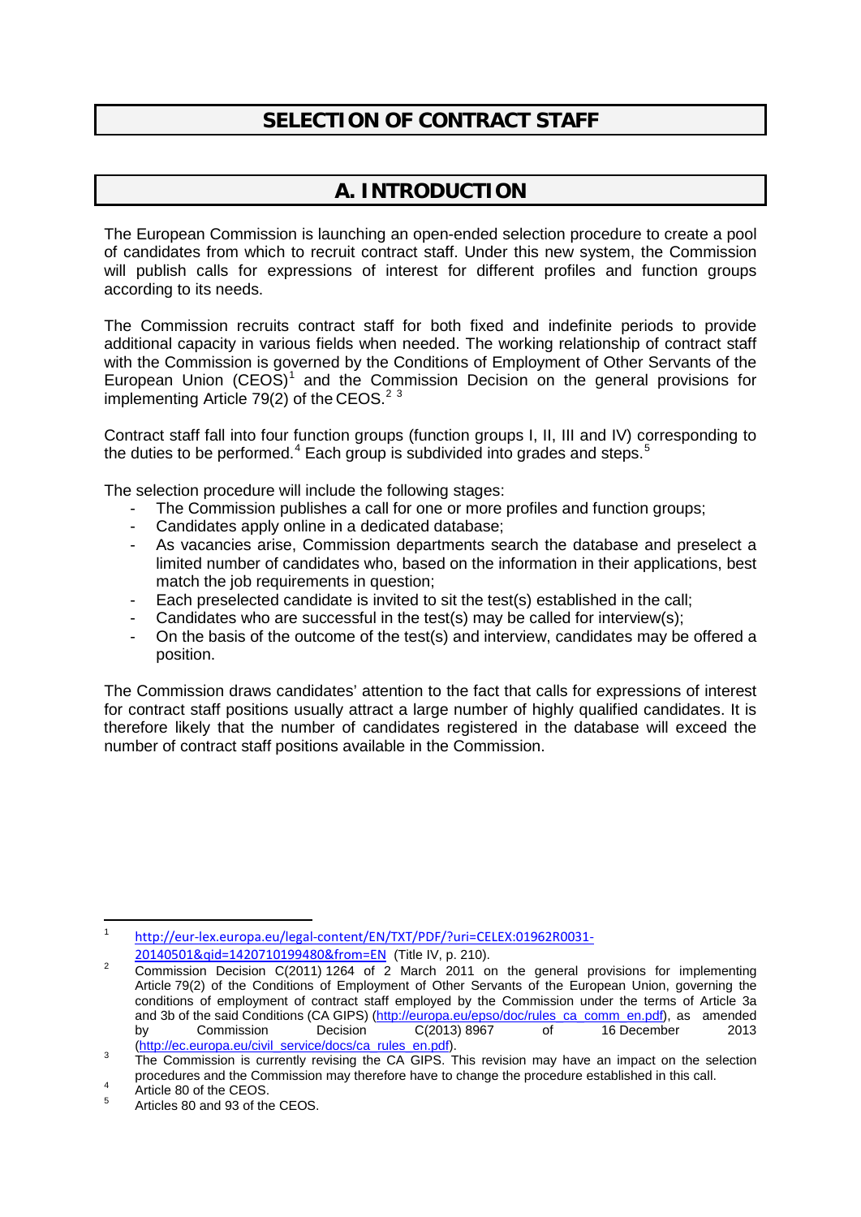# SELECTION OF CONTRACT STAFF

## A. INTRODUCTION

The European Commission is launching an open-ended selection procedure to create a pool of candidates from which to recruit contract staff. Under this new system, the Commission will publish calls for expressions of interest for different profiles and function groups according to its needs.

The Commission recruits contract staff for both fixed and indefinite periods to provide additional capacity in various fields when needed. The working relationship of contract staff with the Commission is governed by the Conditions of Employment of Other Servants of the European Union (CEOS)[1] and the Commission Decision on the general provisions for implementing Article 79(2) of the CEOS.[2] [3]

Contract staff fall into four function groups (function groups I, II, III and IV) corresponding to the duties to be performed.[4] Each group is subdivided into grades and steps.[5]

The selection procedure will include the following stages:

- The Commission publishes a call for one or more profiles and function groups;
- Candidates apply online in a dedicated database;
- As vacancies arise, Commission departments search the database and preselect a limited number of candidates who, based on the information in their applications, best match the job requirements in question;
- Each preselected candidate is invited to sit the test(s) established in the call;
- Candidates who are successful in the test(s) may be called for interview(s);
- On the basis of the outcome of the test(s) and interview, candidates may be offered a position.

The Commission draws candidates' attention to the fact that calls for expressions of interest for contract staff positions usually attract a large number of highly qualified candidates. It is therefore likely that the number of candidates registered in the database will exceed the number of contract staff positions available in the Commission.

---

1. http://eur-lex.europa.eu/legal-content/EN/TXT/PDF/?uri=CELEX:01962R0031-20140501&qid=1420710199480&from=EN (Title IV, p. 210).
2. Commission Decision C(2011) 1264 of 2 March 2011 on the general provisions for implementing Article 79(2) of the Conditions of Employment of Other Servants of the European Union, governing the conditions of employment of contract staff employed by the Commission under the terms of Article 3a and 3b of the said Conditions (CA GIPS) (http://europa.eu/epso/doc/rules_ca_comm_en.pdf), as amended by Commission Decision C(2013) 8967 of 16 December 2013 (http://ec.europa.eu/civil_service/docs/ca_rules_en.pdf).
3. The Commission is currently revising the CA GIPS. This revision may have an impact on the selection procedures and the Commission may therefore have to change the procedure established in this call.
4. Article 80 of the CEOS.
5. Articles 80 and 93 of the CEOS.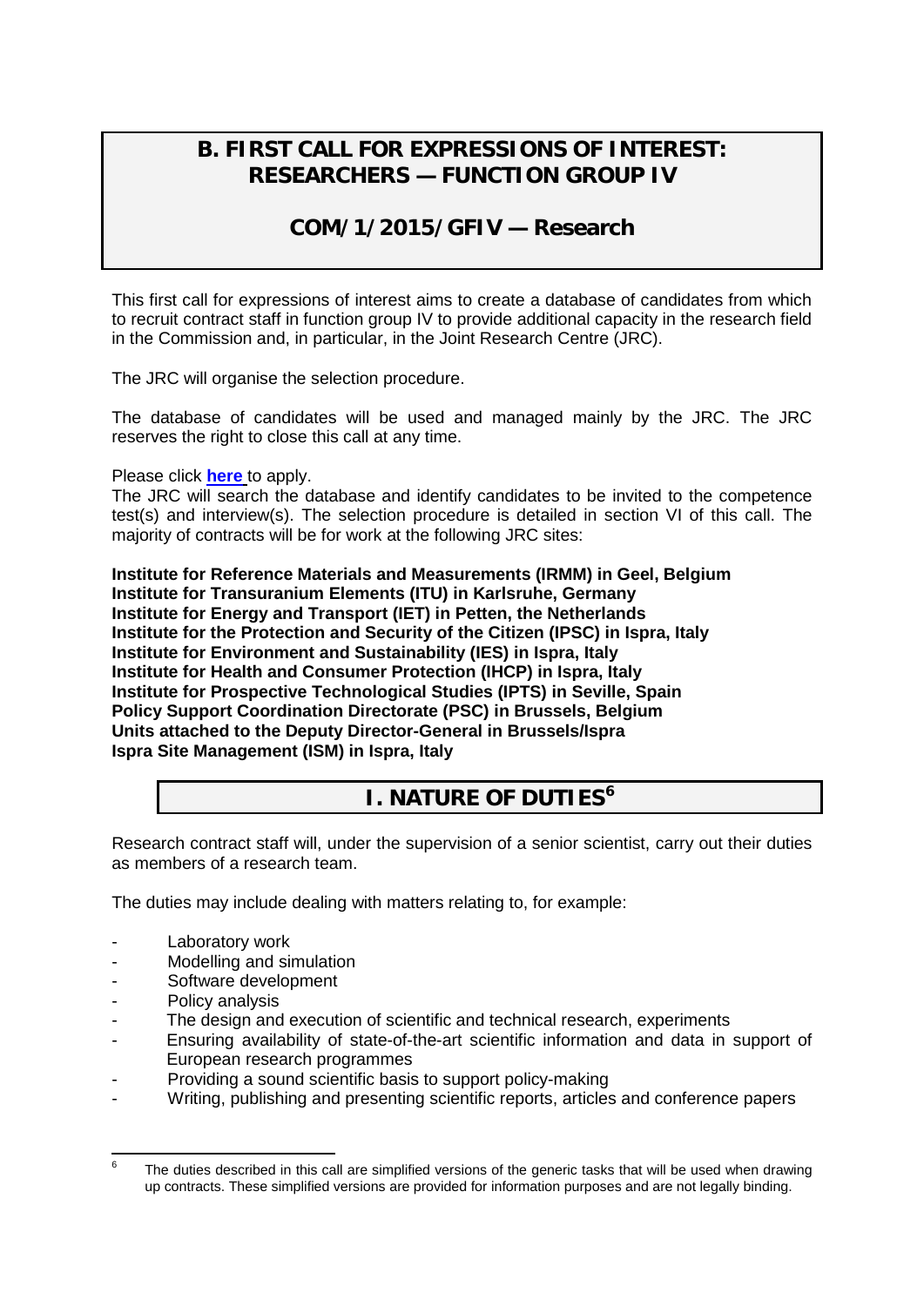# B. FIRST CALL FOR EXPRESSIONS OF INTEREST: RESEARCHERS — FUNCTION GROUP IV

## COM/1/2015/GFIV — Research

This first call for expressions of interest aims to create a database of candidates from which to recruit contract staff in function group IV to provide additional capacity in the research field in the Commission and, in particular, in the Joint Research Centre (JRC).

The JRC will organise the selection procedure.

The database of candidates will be used and managed mainly by the JRC. The JRC reserves the right to close this call at any time.

Please click **here** to apply.

The JRC will search the database and identify candidates to be invited to the competence test(s) and interview(s). The selection procedure is detailed in section VI of this call. The majority of contracts will be for work at the following JRC sites:

**Institute for Reference Materials and Measurements (IRMM) in Geel, Belgium**
**Institute for Transuranium Elements (ITU) in Karlsruhe, Germany**
**Institute for Energy and Transport (IET) in Petten, the Netherlands**
**Institute for the Protection and Security of the Citizen (IPSC) in Ispra, Italy**
**Institute for Environment and Sustainability (IES) in Ispra, Italy**
**Institute for Health and Consumer Protection (IHCP) in Ispra, Italy**
**Institute for Prospective Technological Studies (IPTS) in Seville, Spain**
**Policy Support Coordination Directorate (PSC) in Brussels, Belgium**
**Units attached to the Deputy Director-General in Brussels/Ispra**
**Ispra Site Management (ISM) in Ispra, Italy**

## I. NATURE OF DUTIES[6]

Research contract staff will, under the supervision of a senior scientist, carry out their duties as members of a research team.

The duties may include dealing with matters relating to, for example:

- Laboratory work
- Modelling and simulation
- Software development
- Policy analysis
- The design and execution of scientific and technical research, experiments
- Ensuring availability of state-of-the-art scientific information and data in support of European research programmes
- Providing a sound scientific basis to support policy-making
- Writing, publishing and presenting scientific reports, articles and conference papers

[6] The duties described in this call are simplified versions of the generic tasks that will be used when drawing up contracts. These simplified versions are provided for information purposes and are not legally binding.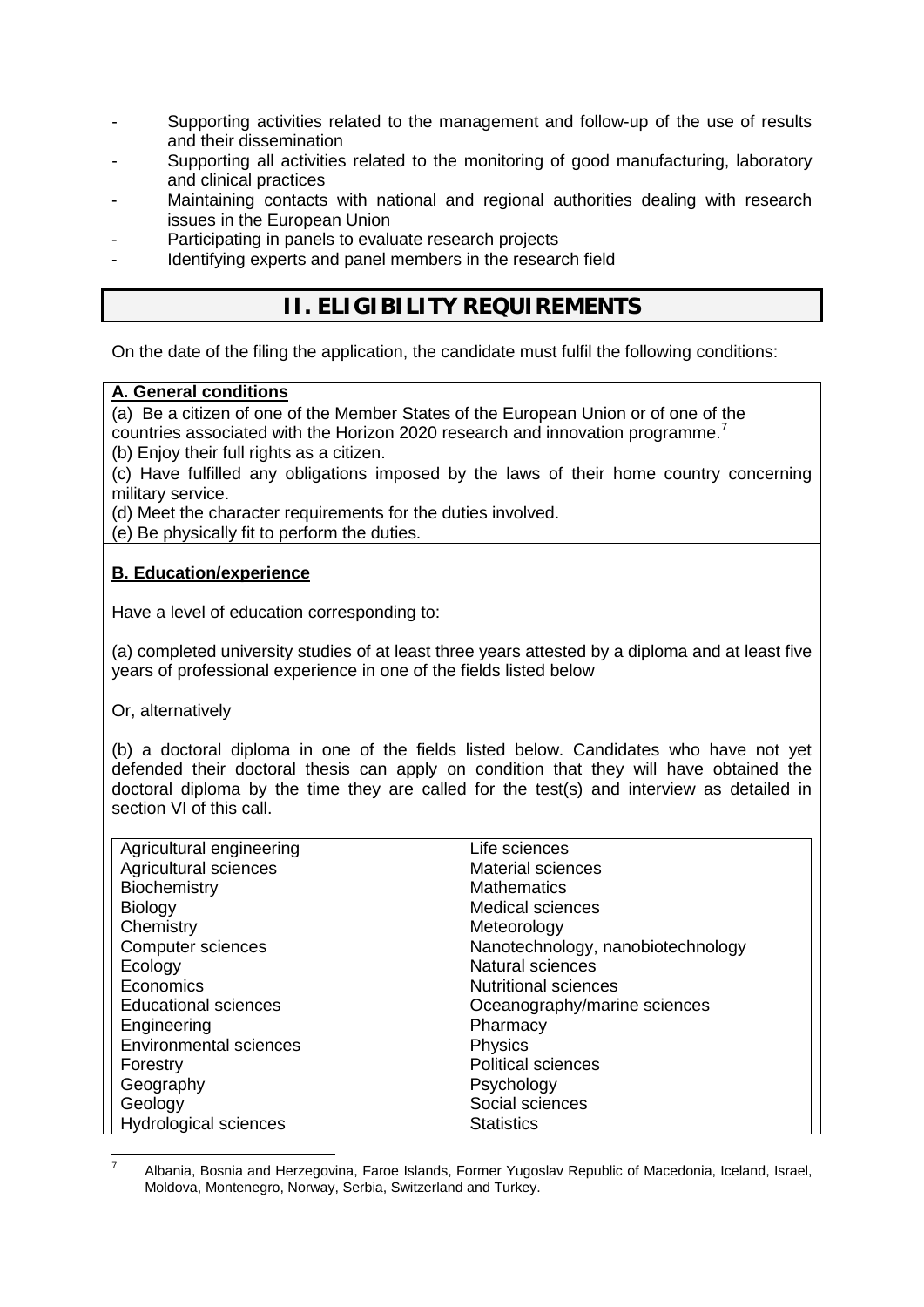- Supporting activities related to the management and follow-up of the use of results and their dissemination
- Supporting all activities related to the monitoring of good manufacturing, laboratory and clinical practices
- Maintaining contacts with national and regional authorities dealing with research issues in the European Union
- Participating in panels to evaluate research projects
- Identifying experts and panel members in the research field

## II. ELIGIBILITY REQUIREMENTS

On the date of the filing the application, the candidate must fulfil the following conditions:

**A. General conditions**

(a) Be a citizen of one of the Member States of the European Union or of one of the countries associated with the Horizon 2020 research and innovation programme.[7]

(b) Enjoy their full rights as a citizen.

(c) Have fulfilled any obligations imposed by the laws of their home country concerning military service.

(d) Meet the character requirements for the duties involved.

(e) Be physically fit to perform the duties.

**B. Education/experience**

Have a level of education corresponding to:

(a) completed university studies of at least three years attested by a diploma and at least five years of professional experience in one of the fields listed below

Or, alternatively

(b) a doctoral diploma in one of the fields listed below. Candidates who have not yet defended their doctoral thesis can apply on condition that they will have obtained the doctoral diploma by the time they are called for the test(s) and interview as detailed in section VI of this call.

| | |
|---|---|
| Agricultural engineering | Life sciences |
| Agricultural sciences | Material sciences |
| Biochemistry | Mathematics |
| Biology | Medical sciences |
| Chemistry | Meteorology |
| Computer sciences | Nanotechnology, nanobiotechnology |
| Ecology | Natural sciences |
| Economics | Nutritional sciences |
| Educational sciences | Oceanography/marine sciences |
| Engineering | Pharmacy |
| Environmental sciences | Physics |
| Forestry | Political sciences |
| Geography | Psychology |
| Geology | Social sciences |
| Hydrological sciences | Statistics |

[7] Albania, Bosnia and Herzegovina, Faroe Islands, Former Yugoslav Republic of Macedonia, Iceland, Israel, Moldova, Montenegro, Norway, Serbia, Switzerland and Turkey.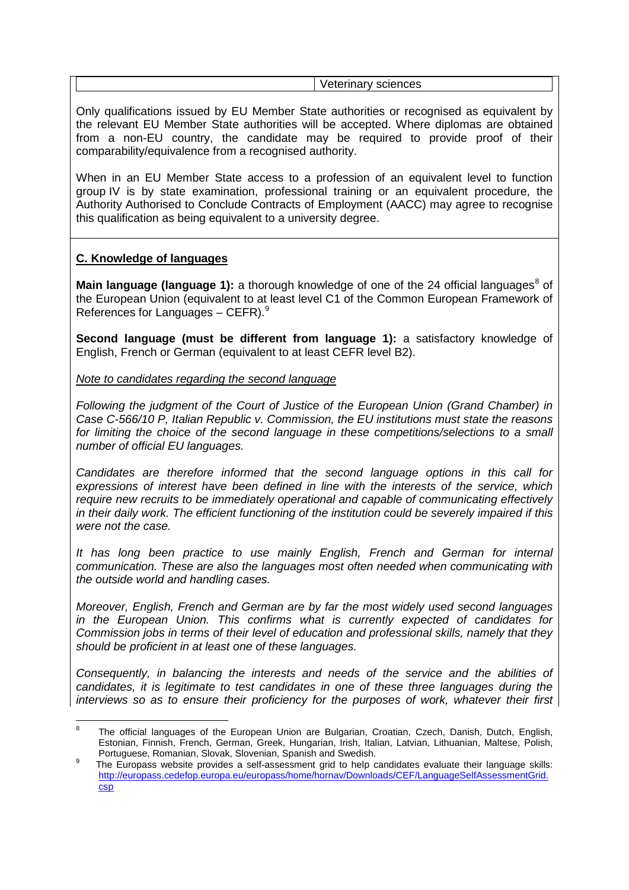| | Veterinary sciences |
|---|---|

Only qualifications issued by EU Member State authorities or recognised as equivalent by the relevant EU Member State authorities will be accepted. Where diplomas are obtained from a non-EU country, the candidate may be required to provide proof of their comparability/equivalence from a recognised authority.

When in an EU Member State access to a profession of an equivalent level to function group IV is by state examination, professional training or an equivalent procedure, the Authority Authorised to Conclude Contracts of Employment (AACC) may agree to recognise this qualification as being equivalent to a university degree.

**C. Knowledge of languages**

**Main language (language 1):** a thorough knowledge of one of the 24 official languages[8] of the European Union (equivalent to at least level C1 of the Common European Framework of References for Languages – CEFR).[9]

**Second language (must be different from language 1):** a satisfactory knowledge of English, French or German (equivalent to at least CEFR level B2).

*Note to candidates regarding the second language*

*Following the judgment of the Court of Justice of the European Union (Grand Chamber) in Case C-566/10 P, Italian Republic v. Commission, the EU institutions must state the reasons for limiting the choice of the second language in these competitions/selections to a small number of official EU languages.*

*Candidates are therefore informed that the second language options in this call for expressions of interest have been defined in line with the interests of the service, which require new recruits to be immediately operational and capable of communicating effectively in their daily work. The efficient functioning of the institution could be severely impaired if this were not the case.*

*It has long been practice to use mainly English, French and German for internal communication. These are also the languages most often needed when communicating with the outside world and handling cases.*

*Moreover, English, French and German are by far the most widely used second languages in the European Union. This confirms what is currently expected of candidates for Commission jobs in terms of their level of education and professional skills, namely that they should be proficient in at least one of these languages.*

*Consequently, in balancing the interests and needs of the service and the abilities of candidates, it is legitimate to test candidates in one of these three languages during the interviews so as to ensure their proficiency for the purposes of work, whatever their first*

---

[8] The official languages of the European Union are Bulgarian, Croatian, Czech, Danish, Dutch, English, Estonian, Finnish, French, German, Greek, Hungarian, Irish, Italian, Latvian, Lithuanian, Maltese, Polish, Portuguese, Romanian, Slovak, Slovenian, Spanish and Swedish.

[9] The Europass website provides a self-assessment grid to help candidates evaluate their language skills: http://europass.cedefop.europa.eu/europass/home/hornav/Downloads/CEF/LanguageSelfAssessmentGrid.csp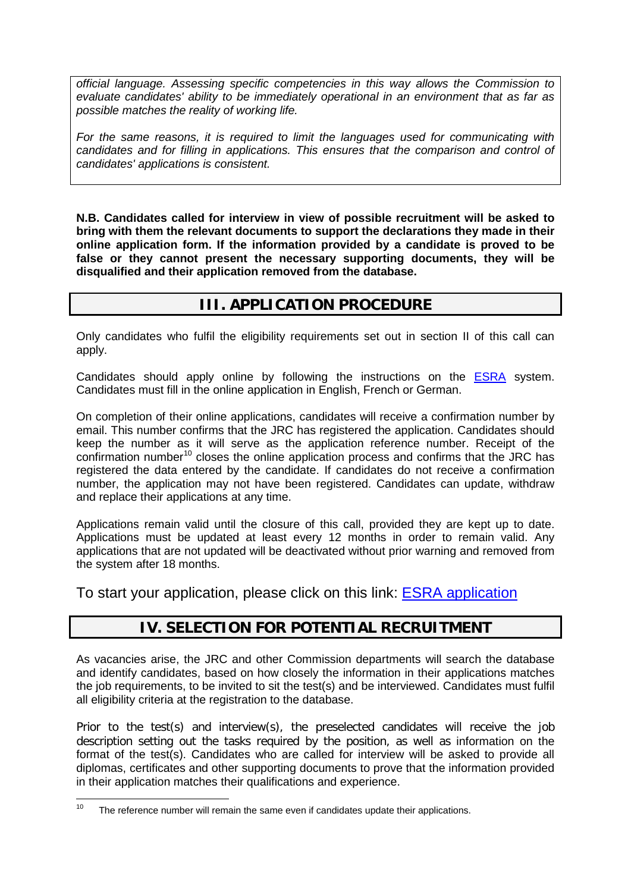*official language. Assessing specific competencies in this way allows the Commission to evaluate candidates' ability to be immediately operational in an environment that as far as possible matches the reality of working life.*

*For the same reasons, it is required to limit the languages used for communicating with candidates and for filling in applications. This ensures that the comparison and control of candidates' applications is consistent.*

**N.B. Candidates called for interview in view of possible recruitment will be asked to bring with them the relevant documents to support the declarations they made in their online application form. If the information provided by a candidate is proved to be false or they cannot present the necessary supporting documents, they will be disqualified and their application removed from the database.**

## III. APPLICATION PROCEDURE

Only candidates who fulfil the eligibility requirements set out in section II of this call can apply.

Candidates should apply online by following the instructions on the ESRA system. Candidates must fill in the online application in English, French or German.

On completion of their online applications, candidates will receive a confirmation number by email. This number confirms that the JRC has registered the application. Candidates should keep the number as it will serve as the application reference number. Receipt of the confirmation number[10] closes the online application process and confirms that the JRC has registered the data entered by the candidate. If candidates do not receive a confirmation number, the application may not have been registered. Candidates can update, withdraw and replace their applications at any time.

Applications remain valid until the closure of this call, provided they are kept up to date. Applications must be updated at least every 12 months in order to remain valid. Any applications that are not updated will be deactivated without prior warning and removed from the system after 18 months.

To start your application, please click on this link: ESRA application

## IV. SELECTION FOR POTENTIAL RECRUITMENT

As vacancies arise, the JRC and other Commission departments will search the database and identify candidates, based on how closely the information in their applications matches the job requirements, to be invited to sit the test(s) and be interviewed. Candidates must fulfil all eligibility criteria at the registration to the database.

Prior to the test(s) and interview(s), the preselected candidates will receive the job description setting out the tasks required by the position, as well as information on the format of the test(s). Candidates who are called for interview will be asked to provide all diplomas, certificates and other supporting documents to prove that the information provided in their application matches their qualifications and experience.

---

[10] The reference number will remain the same even if candidates update their applications.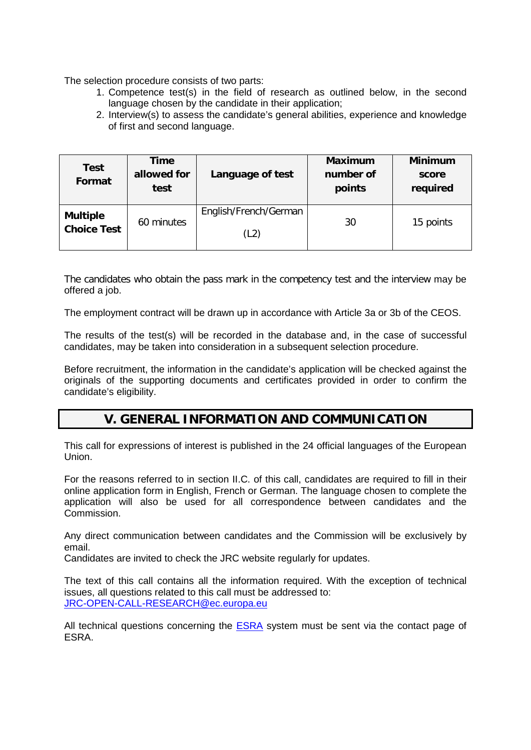The selection procedure consists of two parts:

1. Competence test(s) in the field of research as outlined below, in the second language chosen by the candidate in their application;
2. Interview(s) to assess the candidate's general abilities, experience and knowledge of first and second language.

| Test Format | Time allowed for test | Language of test | Maximum number of points | Minimum score required |
|---|---|---|---|---|
| **Multiple Choice Test** | 60 minutes | English/French/German (L2) | 30 | 15 points |

The candidates who obtain the pass mark in the competency test and the interview may be offered a job.

The employment contract will be drawn up in accordance with Article 3a or 3b of the CEOS.

The results of the test(s) will be recorded in the database and, in the case of successful candidates, may be taken into consideration in a subsequent selection procedure.

Before recruitment, the information in the candidate's application will be checked against the originals of the supporting documents and certificates provided in order to confirm the candidate's eligibility.

## V. GENERAL INFORMATION AND COMMUNICATION

This call for expressions of interest is published in the 24 official languages of the European Union.

For the reasons referred to in section II.C. of this call, candidates are required to fill in their online application form in English, French or German. The language chosen to complete the application will also be used for all correspondence between candidates and the Commission.

Any direct communication between candidates and the Commission will be exclusively by email.
Candidates are invited to check the JRC website regularly for updates.

The text of this call contains all the information required. With the exception of technical issues, all questions related to this call must be addressed to:
JRC-OPEN-CALL-RESEARCH@ec.europa.eu

All technical questions concerning the ESRA system must be sent via the contact page of ESRA.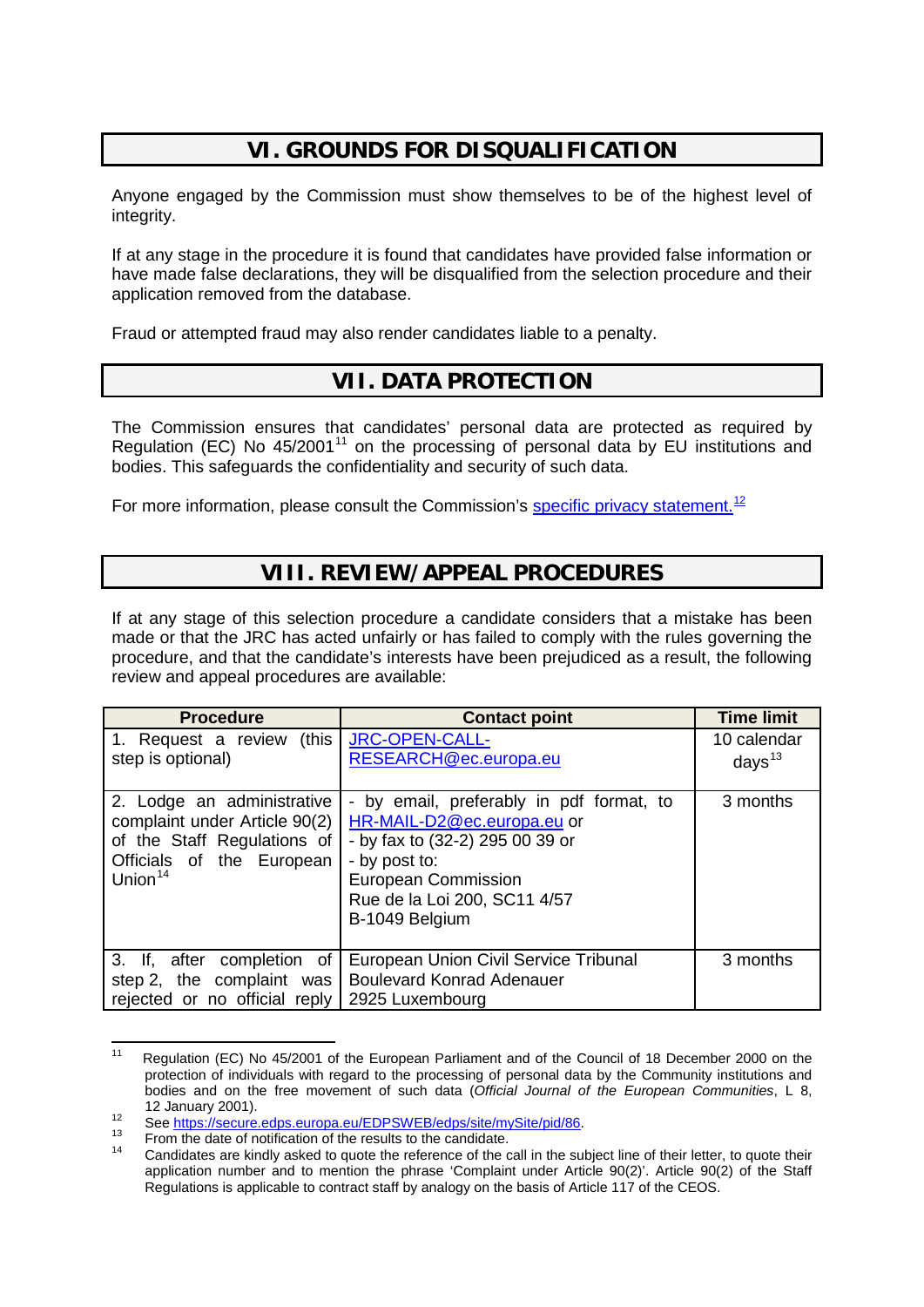## VI. GROUNDS FOR DISQUALIFICATION

Anyone engaged by the Commission must show themselves to be of the highest level of integrity.

If at any stage in the procedure it is found that candidates have provided false information or have made false declarations, they will be disqualified from the selection procedure and their application removed from the database.

Fraud or attempted fraud may also render candidates liable to a penalty.

## VII. DATA PROTECTION

The Commission ensures that candidates' personal data are protected as required by Regulation (EC) No 45/2001[11] on the processing of personal data by EU institutions and bodies. This safeguards the confidentiality and security of such data.

For more information, please consult the Commission's specific privacy statement.[12]

## VIII. REVIEW/APPEAL PROCEDURES

If at any stage of this selection procedure a candidate considers that a mistake has been made or that the JRC has acted unfairly or has failed to comply with the rules governing the procedure, and that the candidate's interests have been prejudiced as a result, the following review and appeal procedures are available:

| Procedure | Contact point | Time limit |
|---|---|---|
| 1. Request a review (this step is optional) | JRC-OPEN-CALL-RESEARCH@ec.europa.eu | 10 calendar days[13] |
| 2. Lodge an administrative complaint under Article 90(2) of the Staff Regulations of Officials of the European Union[14] | - by email, preferably in pdf format, to HR-MAIL-D2@ec.europa.eu or<br>- by fax to (32-2) 295 00 39 or<br>- by post to:<br>European Commission<br>Rue de la Loi 200, SC11 4/57<br>B-1049 Belgium | 3 months |
| 3. If, after completion of step 2, the complaint was rejected or no official reply | European Union Civil Service Tribunal<br>Boulevard Konrad Adenauer<br>2925 Luxembourg | 3 months |

[11] Regulation (EC) No 45/2001 of the European Parliament and of the Council of 18 December 2000 on the protection of individuals with regard to the processing of personal data by the Community institutions and bodies and on the free movement of such data (*Official Journal of the European Communities*, L 8, 12 January 2001).

[12] See https://secure.edps.europa.eu/EDPSWEB/edps/site/mySite/pid/86.

[13] From the date of notification of the results to the candidate.

[14] Candidates are kindly asked to quote the reference of the call in the subject line of their letter, to quote their application number and to mention the phrase 'Complaint under Article 90(2)'. Article 90(2) of the Staff Regulations is applicable to contract staff by analogy on the basis of Article 117 of the CEOS.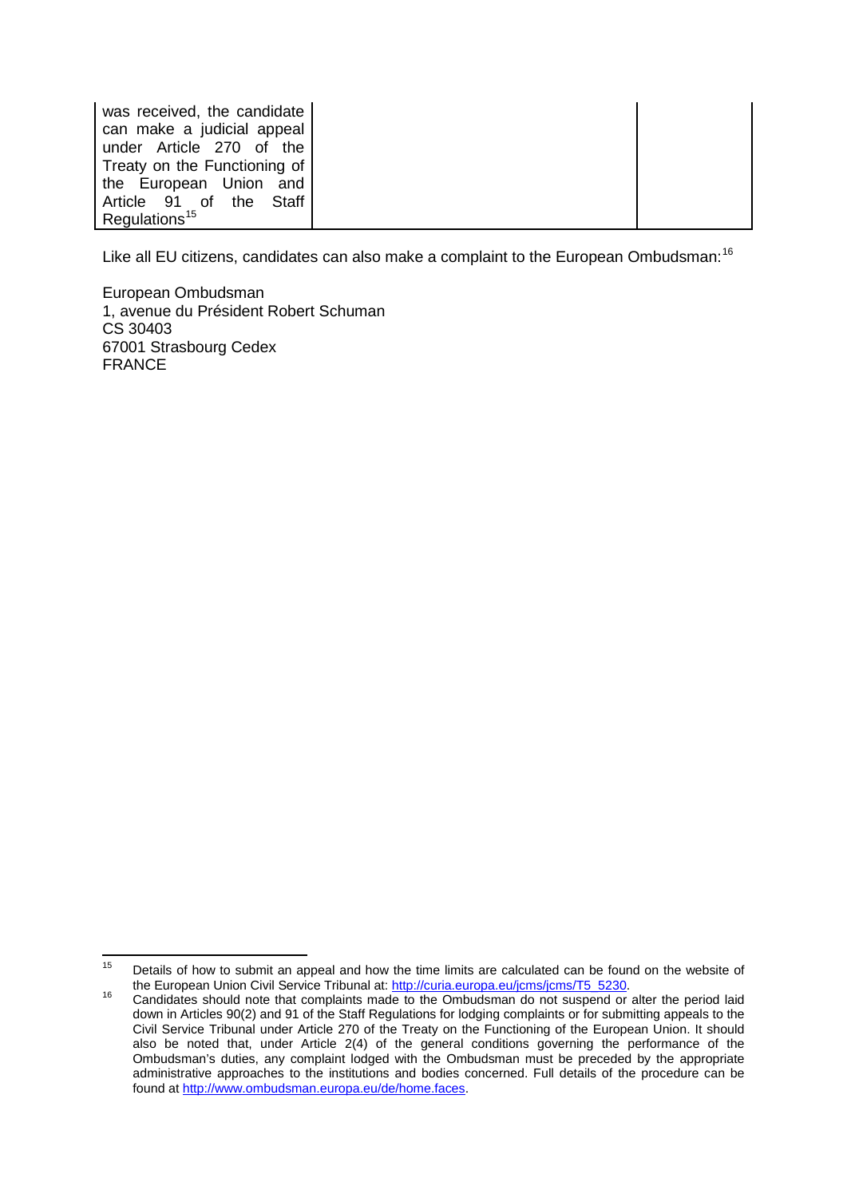| | | |
|---|---|---|
| was received, the candidate can make a judicial appeal under Article 270 of the Treaty on the Functioning of the European Union and Article 91 of the Staff Regulations[15] | | |

Like all EU citizens, candidates can also make a complaint to the European Ombudsman:[16]

European Ombudsman
1, avenue du Président Robert Schuman
CS 30403
67001 Strasbourg Cedex
FRANCE

---

[15] Details of how to submit an appeal and how the time limits are calculated can be found on the website of the European Union Civil Service Tribunal at: http://curia.europa.eu/jcms/jcms/T5_5230.

[16] Candidates should note that complaints made to the Ombudsman do not suspend or alter the period laid down in Articles 90(2) and 91 of the Staff Regulations for lodging complaints or for submitting appeals to the Civil Service Tribunal under Article 270 of the Treaty on the Functioning of the European Union. It should also be noted that, under Article 2(4) of the general conditions governing the performance of the Ombudsman's duties, any complaint lodged with the Ombudsman must be preceded by the appropriate administrative approaches to the institutions and bodies concerned. Full details of the procedure can be found at http://www.ombudsman.europa.eu/de/home.faces.